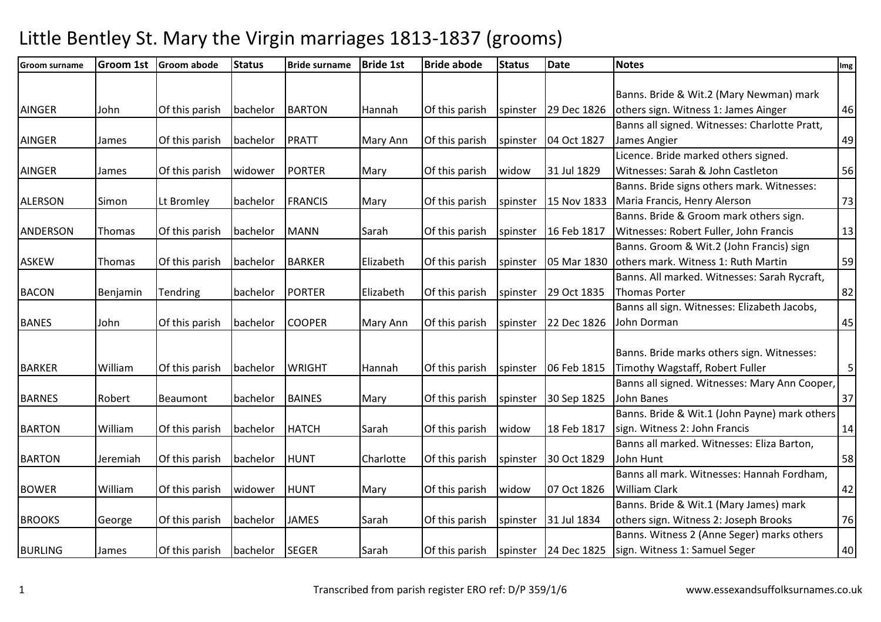# Little Bentley St. Mary the Virgin marriages 1813-1837 (grooms)

| Groom surname | Groom 1st | Groom abode | Status | Bride surname | Bride 1st | Bride abode | Status | Date | Notes | Img |
|---|---|---|---|---|---|---|---|---|---|---|
| AINGER | John | Of this parish | bachelor | BARTON | Hannah | Of this parish | spinster | 29 Dec 1826 | Banns. Bride & Wit.2 (Mary Newman) mark others sign. Witness 1: James Ainger | 46 |
| AINGER | James | Of this parish | bachelor | PRATT | Mary Ann | Of this parish | spinster | 04 Oct 1827 | Banns all signed. Witnesses: Charlotte Pratt, James Angier | 49 |
| AINGER | James | Of this parish | widower | PORTER | Mary | Of this parish | widow | 31 Jul 1829 | Licence. Bride marked others signed. Witnesses: Sarah & John Castleton | 56 |
| ALERSON | Simon | Lt Bromley | bachelor | FRANCIS | Mary | Of this parish | spinster | 15 Nov 1833 | Banns. Bride signs others mark. Witnesses: Maria Francis, Henry Alerson | 73 |
| ANDERSON | Thomas | Of this parish | bachelor | MANN | Sarah | Of this parish | spinster | 16 Feb 1817 | Banns. Bride & Groom mark others sign. Witnesses: Robert Fuller, John Francis | 13 |
| ASKEW | Thomas | Of this parish | bachelor | BARKER | Elizabeth | Of this parish | spinster | 05 Mar 1830 | Banns. Groom & Wit.2 (John Francis) sign others mark. Witness 1: Ruth Martin | 59 |
| BACON | Benjamin | Tendring | bachelor | PORTER | Elizabeth | Of this parish | spinster | 29 Oct 1835 | Banns. All marked. Witnesses: Sarah Rycraft, Thomas Porter | 82 |
| BANES | John | Of this parish | bachelor | COOPER | Mary Ann | Of this parish | spinster | 22 Dec 1826 | Banns all sign. Witnesses: Elizabeth Jacobs, John Dorman | 45 |
| BARKER | William | Of this parish | bachelor | WRIGHT | Hannah | Of this parish | spinster | 06 Feb 1815 | Banns. Bride marks others sign. Witnesses: Timothy Wagstaff, Robert Fuller | 5 |
| BARNES | Robert | Beaumont | bachelor | BAINES | Mary | Of this parish | spinster | 30 Sep 1825 | Banns all signed. Witnesses: Mary Ann Cooper, John Banes | 37 |
| BARTON | William | Of this parish | bachelor | HATCH | Sarah | Of this parish | widow | 18 Feb 1817 | Banns. Bride & Wit.1 (John Payne) mark others sign. Witness 2: John Francis | 14 |
| BARTON | Jeremiah | Of this parish | bachelor | HUNT | Charlotte | Of this parish | spinster | 30 Oct 1829 | Banns all marked. Witnesses: Eliza Barton, John Hunt | 58 |
| BOWER | William | Of this parish | widower | HUNT | Mary | Of this parish | widow | 07 Oct 1826 | Banns all mark. Witnesses: Hannah Fordham, William Clark | 42 |
| BROOKS | George | Of this parish | bachelor | JAMES | Sarah | Of this parish | spinster | 31 Jul 1834 | Banns. Bride & Wit.1 (Mary James) mark others sign. Witness 2: Joseph Brooks | 76 |
| BURLING | James | Of this parish | bachelor | SEGER | Sarah | Of this parish | spinster | 24 Dec 1825 | Banns. Witness 2 (Anne Seger) marks others sign. Witness 1: Samuel Seger | 40 |

Transcribed from parish register ERO ref: D/P 359/1/6

www.essexandsuffolksurnames.co.uk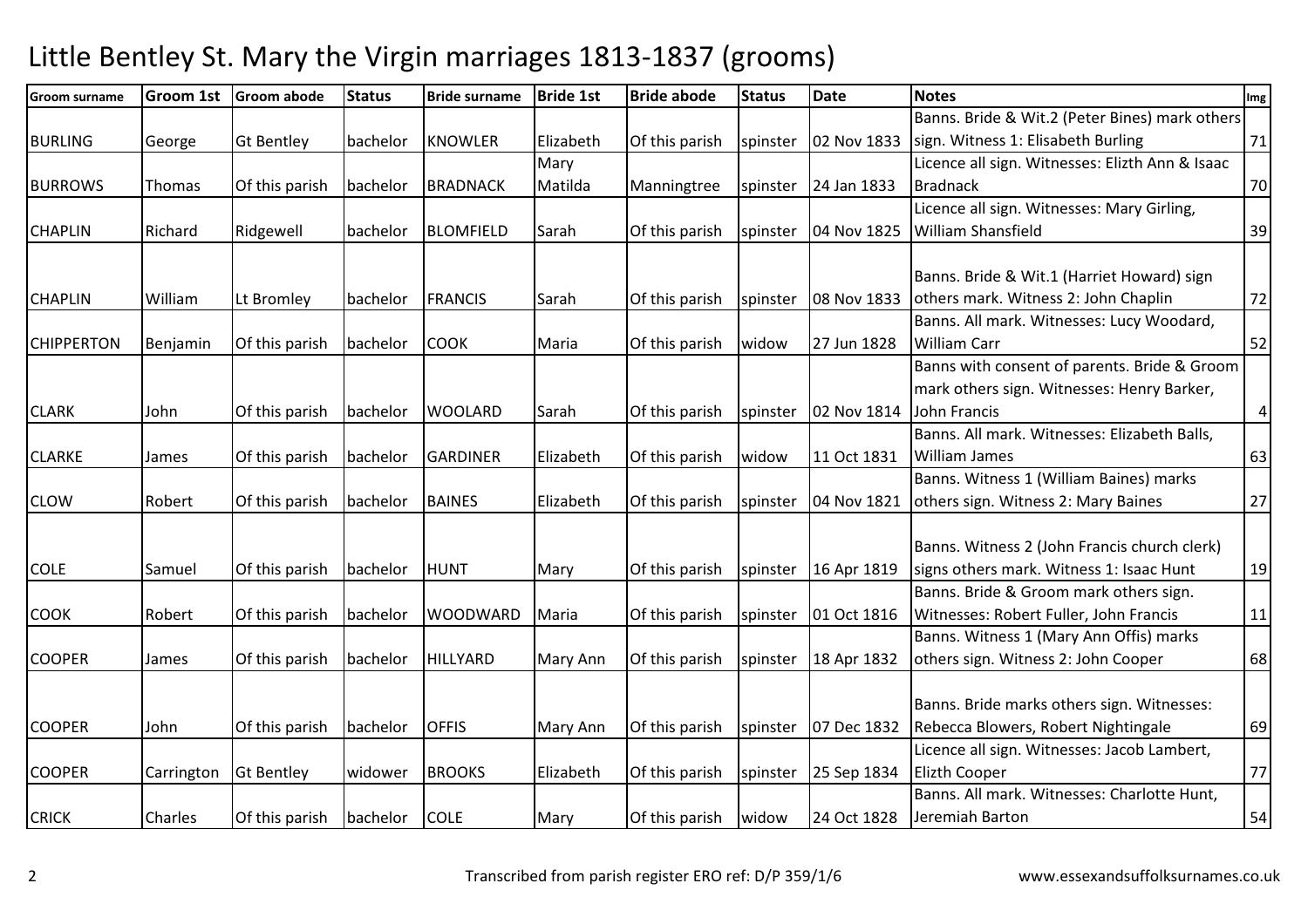# Little Bentley St. Mary the Virgin marriages 1813-1837 (grooms)

| Groom surname | Groom 1st | Groom abode | Status | Bride surname | Bride 1st | Bride abode | Status | Date | Notes | Img |
|---|---|---|---|---|---|---|---|---|---|---|
| BURLING | George | Gt Bentley | bachelor | KNOWLER | Elizabeth | Of this parish | spinster | 02 Nov 1833 | Banns. Bride & Wit.2 (Peter Bines) mark others sign. Witness 1: Elisabeth Burling | 71 |
| BURROWS | Thomas | Of this parish | bachelor | BRADNACK | Mary Matilda | Manningtree | spinster | 24 Jan 1833 | Licence all sign. Witnesses: Elizth Ann & Isaac Bradnack | 70 |
| CHAPLIN | Richard | Ridgewell | bachelor | BLOMFIELD | Sarah | Of this parish | spinster | 04 Nov 1825 | Licence all sign. Witnesses: Mary Girling, William Shansfield | 39 |
| CHAPLIN | William | Lt Bromley | bachelor | FRANCIS | Sarah | Of this parish | spinster | 08 Nov 1833 | Banns. Bride & Wit.1 (Harriet Howard) sign others mark. Witness 2: John Chaplin | 72 |
| CHIPPERTON | Benjamin | Of this parish | bachelor | COOK | Maria | Of this parish | widow | 27 Jun 1828 | Banns. All mark. Witnesses: Lucy Woodard, William Carr | 52 |
| CLARK | John | Of this parish | bachelor | WOOLARD | Sarah | Of this parish | spinster | 02 Nov 1814 | Banns with consent of parents. Bride & Groom mark others sign. Witnesses: Henry Barker, John Francis | 4 |
| CLARKE | James | Of this parish | bachelor | GARDINER | Elizabeth | Of this parish | widow | 11 Oct 1831 | Banns. All mark. Witnesses: Elizabeth Balls, William James | 63 |
| CLOW | Robert | Of this parish | bachelor | BAINES | Elizabeth | Of this parish | spinster | 04 Nov 1821 | Banns. Witness 1 (William Baines) marks others sign. Witness 2: Mary Baines | 27 |
| COLE | Samuel | Of this parish | bachelor | HUNT | Mary | Of this parish | spinster | 16 Apr 1819 | Banns. Witness 2 (John Francis church clerk) signs others mark. Witness 1: Isaac Hunt | 19 |
| COOK | Robert | Of this parish | bachelor | WOODWARD | Maria | Of this parish | spinster | 01 Oct 1816 | Banns. Bride & Groom mark others sign. Witnesses: Robert Fuller, John Francis | 11 |
| COOPER | James | Of this parish | bachelor | HILLYARD | Mary Ann | Of this parish | spinster | 18 Apr 1832 | Banns. Witness 1 (Mary Ann Offis) marks others sign. Witness 2: John Cooper | 68 |
| COOPER | John | Of this parish | bachelor | OFFIS | Mary Ann | Of this parish | spinster | 07 Dec 1832 | Banns. Bride marks others sign. Witnesses: Rebecca Blowers, Robert Nightingale | 69 |
| COOPER | Carrington | Gt Bentley | widower | BROOKS | Elizabeth | Of this parish | spinster | 25 Sep 1834 | Licence all sign. Witnesses: Jacob Lambert, Elizth Cooper | 77 |
| CRICK | Charles | Of this parish | bachelor | COLE | Mary | Of this parish | widow | 24 Oct 1828 | Banns. All mark. Witnesses: Charlotte Hunt, Jeremiah Barton | 54 |

Transcribed from parish register ERO ref: D/P 359/1/6 — www.essexandsuffolksurnames.co.uk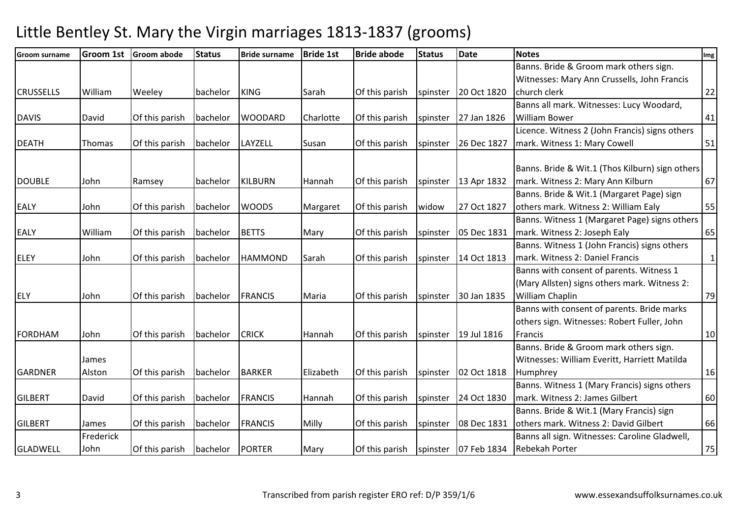# Little Bentley St. Mary the Virgin marriages 1813-1837 (grooms)

| Groom surname | Groom 1st | Groom abode | Status | Bride surname | Bride 1st | Bride abode | Status | Date | Notes | Img |
|---|---|---|---|---|---|---|---|---|---|---|
| CRUSSELLS | William | Weeley | bachelor | KING | Sarah | Of this parish | spinster | 20 Oct 1820 | Banns. Bride & Groom mark others sign. Witnesses: Mary Ann Crussells, John Francis church clerk | 22 |
| DAVIS | David | Of this parish | bachelor | WOODARD | Charlotte | Of this parish | spinster | 27 Jan 1826 | Banns all mark. Witnesses: Lucy Woodard, William Bower | 41 |
| DEATH | Thomas | Of this parish | bachelor | LAYZELL | Susan | Of this parish | spinster | 26 Dec 1827 | Licence. Witness 2 (John Francis) signs others mark. Witness 1: Mary Cowell | 51 |
| DOUBLE | John | Ramsey | bachelor | KILBURN | Hannah | Of this parish | spinster | 13 Apr 1832 | Banns. Bride & Wit.1 (Thos Kilburn) sign others mark. Witness 2: Mary Ann Kilburn | 67 |
| EALY | John | Of this parish | bachelor | WOODS | Margaret | Of this parish | widow | 27 Oct 1827 | Banns. Bride & Wit.1 (Margaret Page) sign others mark. Witness 2: William Ealy | 55 |
| EALY | William | Of this parish | bachelor | BETTS | Mary | Of this parish | spinster | 05 Dec 1831 | Banns. Witness 1 (Margaret Page) signs others mark. Witness 2: Joseph Ealy | 65 |
| ELEY | John | Of this parish | bachelor | HAMMOND | Sarah | Of this parish | spinster | 14 Oct 1813 | Banns. Witness 1 (John Francis) signs others mark. Witness 2: Daniel Francis | 1 |
| ELY | John | Of this parish | bachelor | FRANCIS | Maria | Of this parish | spinster | 30 Jan 1835 | Banns with consent of parents. Witness 1 (Mary Allsten) signs others mark. Witness 2: William Chaplin | 79 |
| FORDHAM | John | Of this parish | bachelor | CRICK | Hannah | Of this parish | spinster | 19 Jul 1816 | Banns with consent of parents. Bride marks others sign. Witnesses: Robert Fuller, John Francis | 10 |
| GARDNER | James Alston | Of this parish | bachelor | BARKER | Elizabeth | Of this parish | spinster | 02 Oct 1818 | Banns. Bride & Groom mark others sign. Witnesses: William Everitt, Harriett Matilda Humphrey | 16 |
| GILBERT | David | Of this parish | bachelor | FRANCIS | Hannah | Of this parish | spinster | 24 Oct 1830 | Banns. Witness 1 (Mary Francis) signs others mark. Witness 2: James Gilbert | 60 |
| GILBERT | James | Of this parish | bachelor | FRANCIS | Milly | Of this parish | spinster | 08 Dec 1831 | Banns. Bride & Wit.1 (Mary Francis) sign others mark. Witness 2: David Gilbert | 66 |
| GLADWELL | Frederick John | Of this parish | bachelor | PORTER | Mary | Of this parish | spinster | 07 Feb 1834 | Banns all sign. Witnesses: Caroline Gladwell, Rebekah Porter | 75 |

Transcribed from parish register ERO ref: D/P 359/1/6 www.essexandsuffolksurnames.co.uk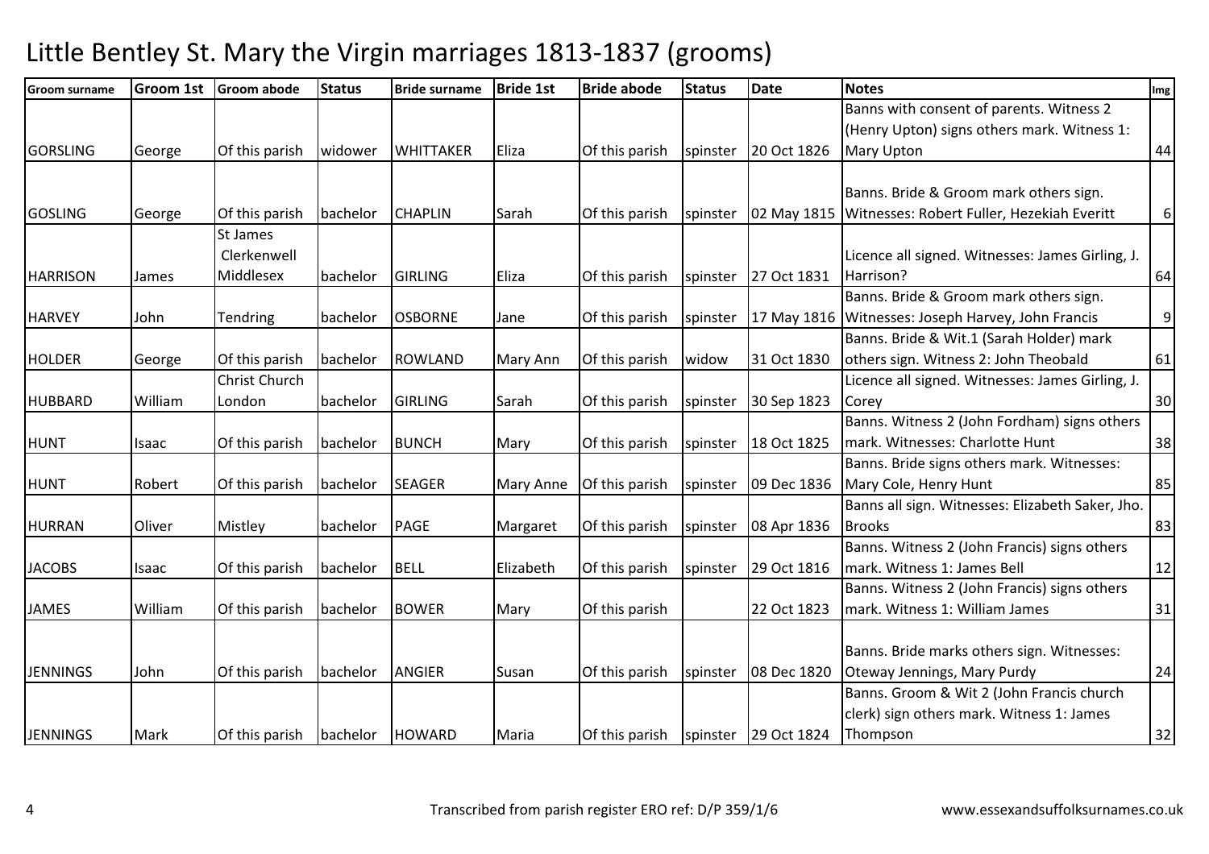# Little Bentley St. Mary the Virgin marriages 1813-1837 (grooms)

| Groom surname | Groom 1st | Groom abode | Status | Bride surname | Bride 1st | Bride abode | Status | Date | Notes | Img |
|---|---|---|---|---|---|---|---|---|---|---|
| GORSLING | George | Of this parish | widower | WHITTAKER | Eliza | Of this parish | spinster | 20 Oct 1826 | Banns with consent of parents. Witness 2 (Henry Upton) signs others mark. Witness 1: Mary Upton | 44 |
| GOSLING | George | Of this parish | bachelor | CHAPLIN | Sarah | Of this parish | spinster | 02 May 1815 | Banns. Bride & Groom mark others sign. Witnesses: Robert Fuller, Hezekiah Everitt | 6 |
| HARRISON | James | St James Clerkenwell Middlesex | bachelor | GIRLING | Eliza | Of this parish | spinster | 27 Oct 1831 | Licence all signed. Witnesses: James Girling, J. Harrison? | 64 |
| HARVEY | John | Tendring | bachelor | OSBORNE | Jane | Of this parish | spinster | 17 May 1816 | Banns. Bride & Groom mark others sign. Witnesses: Joseph Harvey, John Francis | 9 |
| HOLDER | George | Of this parish | bachelor | ROWLAND | Mary Ann | Of this parish | widow | 31 Oct 1830 | Banns. Bride & Wit.1 (Sarah Holder) mark others sign. Witness 2: John Theobald | 61 |
| HUBBARD | William | Christ Church London | bachelor | GIRLING | Sarah | Of this parish | spinster | 30 Sep 1823 | Licence all signed. Witnesses: James Girling, J. Corey | 30 |
| HUNT | Isaac | Of this parish | bachelor | BUNCH | Mary | Of this parish | spinster | 18 Oct 1825 | Banns. Witness 2 (John Fordham) signs others mark. Witnesses: Charlotte Hunt | 38 |
| HUNT | Robert | Of this parish | bachelor | SEAGER | Mary Anne | Of this parish | spinster | 09 Dec 1836 | Banns. Bride signs others mark. Witnesses: Mary Cole, Henry Hunt | 85 |
| HURRAN | Oliver | Mistley | bachelor | PAGE | Margaret | Of this parish | spinster | 08 Apr 1836 | Banns all sign. Witnesses: Elizabeth Saker, Jho. Brooks | 83 |
| JACOBS | Isaac | Of this parish | bachelor | BELL | Elizabeth | Of this parish | spinster | 29 Oct 1816 | Banns. Witness 2 (John Francis) signs others mark. Witness 1: James Bell | 12 |
| JAMES | William | Of this parish | bachelor | BOWER | Mary | Of this parish | | 22 Oct 1823 | Banns. Witness 2 (John Francis) signs others mark. Witness 1: William James | 31 |
| JENNINGS | John | Of this parish | bachelor | ANGIER | Susan | Of this parish | spinster | 08 Dec 1820 | Banns. Bride marks others sign. Witnesses: Oteway Jennings, Mary Purdy | 24 |
| JENNINGS | Mark | Of this parish | bachelor | HOWARD | Maria | Of this parish | spinster | 29 Oct 1824 | Banns. Groom & Wit 2 (John Francis church clerk) sign others mark. Witness 1: James Thompson | 32 |

Transcribed from parish register ERO ref: D/P 359/1/6 www.essexandsuffolksurnames.co.uk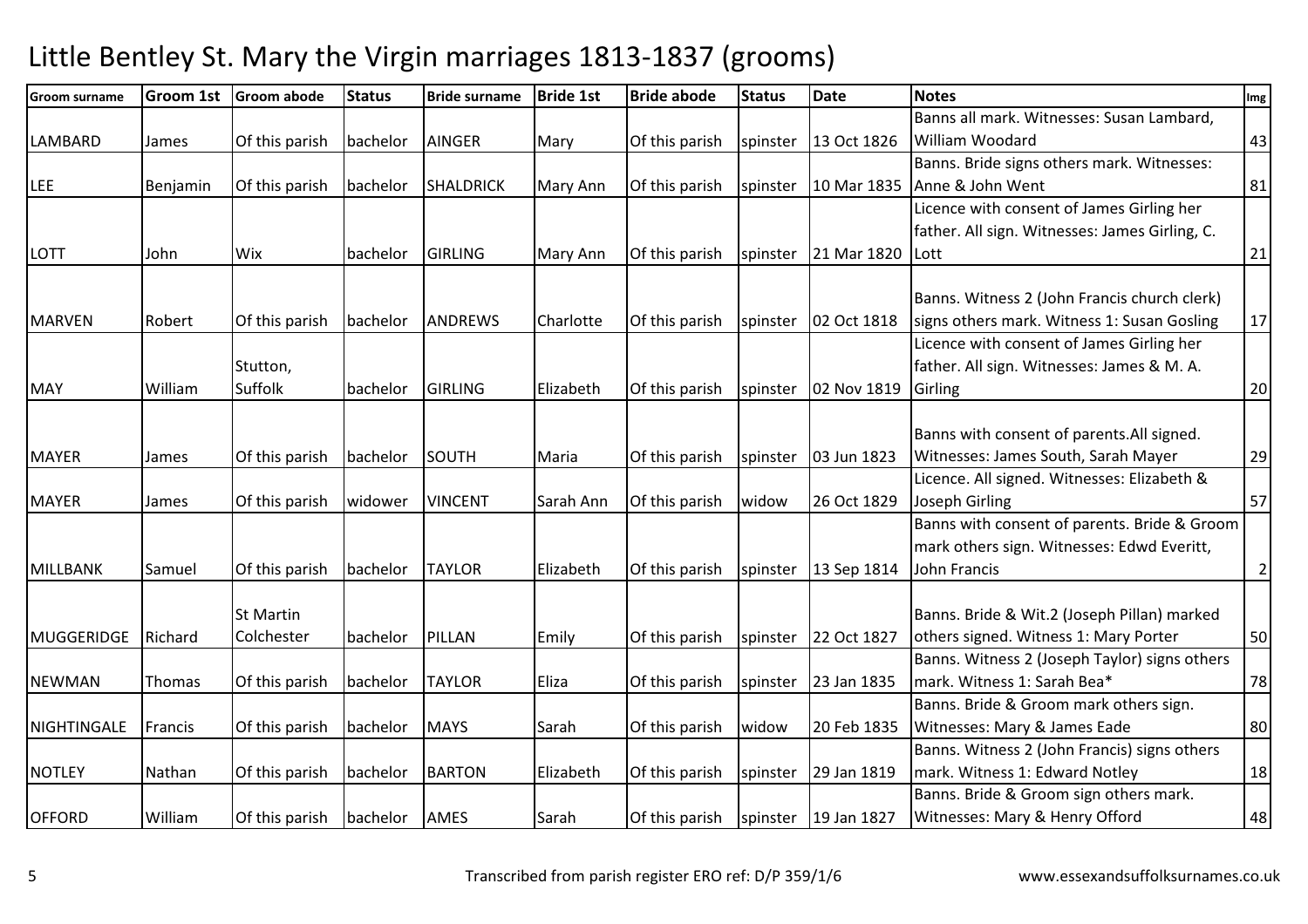# Little Bentley St. Mary the Virgin marriages 1813-1837 (grooms)

| Groom surname | Groom 1st | Groom abode | Status | Bride surname | Bride 1st | Bride abode | Status | Date | Notes | Img |
|---|---|---|---|---|---|---|---|---|---|---|
| LAMBARD | James | Of this parish | bachelor | AINGER | Mary | Of this parish | spinster | 13 Oct 1826 | Banns all mark. Witnesses: Susan Lambard, William Woodard | 43 |
| LEE | Benjamin | Of this parish | bachelor | SHALDRICK | Mary Ann | Of this parish | spinster | 10 Mar 1835 | Banns. Bride signs others mark. Witnesses: Anne & John Went | 81 |
| LOTT | John | Wix | bachelor | GIRLING | Mary Ann | Of this parish | spinster | 21 Mar 1820 | Licence with consent of James Girling her father. All sign. Witnesses: James Girling, C. Lott | 21 |
| MARVEN | Robert | Of this parish | bachelor | ANDREWS | Charlotte | Of this parish | spinster | 02 Oct 1818 | Banns. Witness 2 (John Francis church clerk) signs others mark. Witness 1: Susan Gosling | 17 |
| MAY | William | Stutton, Suffolk | bachelor | GIRLING | Elizabeth | Of this parish | spinster | 02 Nov 1819 | Licence with consent of James Girling her father. All sign. Witnesses: James & M. A. Girling | 20 |
| MAYER | James | Of this parish | bachelor | SOUTH | Maria | Of this parish | spinster | 03 Jun 1823 | Banns with consent of parents.All signed. Witnesses: James South, Sarah Mayer | 29 |
| MAYER | James | Of this parish | widower | VINCENT | Sarah Ann | Of this parish | widow | 26 Oct 1829 | Licence. All signed. Witnesses: Elizabeth & Joseph Girling | 57 |
| MILLBANK | Samuel | Of this parish | bachelor | TAYLOR | Elizabeth | Of this parish | spinster | 13 Sep 1814 | Banns with consent of parents. Bride & Groom mark others sign. Witnesses: Edwd Everitt, John Francis | 2 |
| MUGGERIDGE | Richard | St Martin Colchester | bachelor | PILLAN | Emily | Of this parish | spinster | 22 Oct 1827 | Banns. Bride & Wit.2 (Joseph Pillan) marked others signed. Witness 1: Mary Porter | 50 |
| NEWMAN | Thomas | Of this parish | bachelor | TAYLOR | Eliza | Of this parish | spinster | 23 Jan 1835 | Banns. Witness 2 (Joseph Taylor) signs others mark. Witness 1: Sarah Bea* | 78 |
| NIGHTINGALE | Francis | Of this parish | bachelor | MAYS | Sarah | Of this parish | widow | 20 Feb 1835 | Banns. Bride & Groom mark others sign. Witnesses: Mary & James Eade | 80 |
| NOTLEY | Nathan | Of this parish | bachelor | BARTON | Elizabeth | Of this parish | spinster | 29 Jan 1819 | Banns. Witness 2 (John Francis) signs others mark. Witness 1: Edward Notley | 18 |
| OFFORD | William | Of this parish | bachelor | AMES | Sarah | Of this parish | spinster | 19 Jan 1827 | Banns. Bride & Groom sign others mark. Witnesses: Mary & Henry Offord | 48 |

Transcribed from parish register ERO ref: D/P 359/1/6 www.essexandsuffolksurnames.co.uk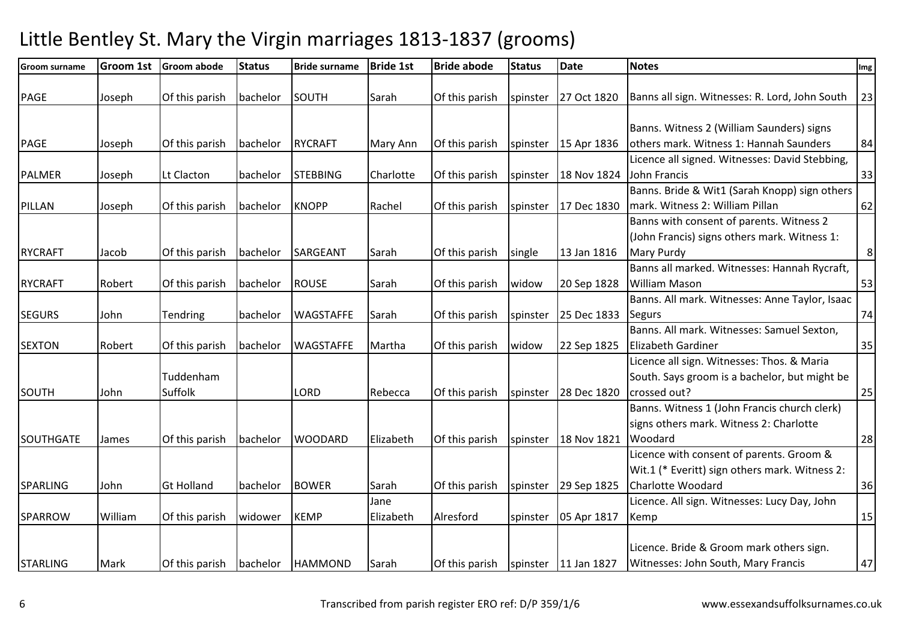# Little Bentley St. Mary the Virgin marriages 1813-1837 (grooms)

| Groom surname | Groom 1st | Groom abode | Status | Bride surname | Bride 1st | Bride abode | Status | Date | Notes | Img |
|---|---|---|---|---|---|---|---|---|---|---|
| PAGE | Joseph | Of this parish | bachelor | SOUTH | Sarah | Of this parish | spinster | 27 Oct 1820 | Banns all sign. Witnesses: R. Lord, John South | 23 |
| PAGE | Joseph | Of this parish | bachelor | RYCRAFT | Mary Ann | Of this parish | spinster | 15 Apr 1836 | Banns. Witness 2 (William Saunders) signs others mark. Witness 1: Hannah Saunders | 84 |
| PALMER | Joseph | Lt Clacton | bachelor | STEBBING | Charlotte | Of this parish | spinster | 18 Nov 1824 | Licence all signed. Witnesses: David Stebbing, John Francis | 33 |
| PILLAN | Joseph | Of this parish | bachelor | KNOPP | Rachel | Of this parish | spinster | 17 Dec 1830 | Banns. Bride & Wit1 (Sarah Knopp) sign others mark. Witness 2: William Pillan | 62 |
| RYCRAFT | Jacob | Of this parish | bachelor | SARGEANT | Sarah | Of this parish | single | 13 Jan 1816 | Banns with consent of parents. Witness 2 (John Francis) signs others mark. Witness 1: Mary Purdy | 8 |
| RYCRAFT | Robert | Of this parish | bachelor | ROUSE | Sarah | Of this parish | widow | 20 Sep 1828 | Banns all marked. Witnesses: Hannah Rycraft, William Mason | 53 |
| SEGURS | John | Tendring | bachelor | WAGSTAFFE | Sarah | Of this parish | spinster | 25 Dec 1833 | Banns. All mark. Witnesses: Anne Taylor, Isaac Segurs | 74 |
| SEXTON | Robert | Of this parish | bachelor | WAGSTAFFE | Martha | Of this parish | widow | 22 Sep 1825 | Banns. All mark. Witnesses: Samuel Sexton, Elizabeth Gardiner | 35 |
| SOUTH | John | Tuddenham Suffolk | | LORD | Rebecca | Of this parish | spinster | 28 Dec 1820 | Licence all sign. Witnesses: Thos. & Maria South. Says groom is a bachelor, but might be crossed out? | 25 |
| SOUTHGATE | James | Of this parish | bachelor | WOODARD | Elizabeth | Of this parish | spinster | 18 Nov 1821 | Banns. Witness 1 (John Francis church clerk) signs others mark. Witness 2: Charlotte Woodard | 28 |
| SPARLING | John | Gt Holland | bachelor | BOWER | Sarah | Of this parish | spinster | 29 Sep 1825 | Licence with consent of parents. Groom & Wit.1 (* Everitt) sign others mark. Witness 2: Charlotte Woodard | 36 |
| SPARROW | William | Of this parish | widower | KEMP | Jane Elizabeth | Alresford | spinster | 05 Apr 1817 | Licence. All sign. Witnesses: Lucy Day, John Kemp | 15 |
| STARLING | Mark | Of this parish | bachelor | HAMMOND | Sarah | Of this parish | spinster | 11 Jan 1827 | Licence. Bride & Groom mark others sign. Witnesses: John South, Mary Francis | 47 |

Transcribed from parish register ERO ref: D/P 359/1/6 www.essexandsuffolksurnames.co.uk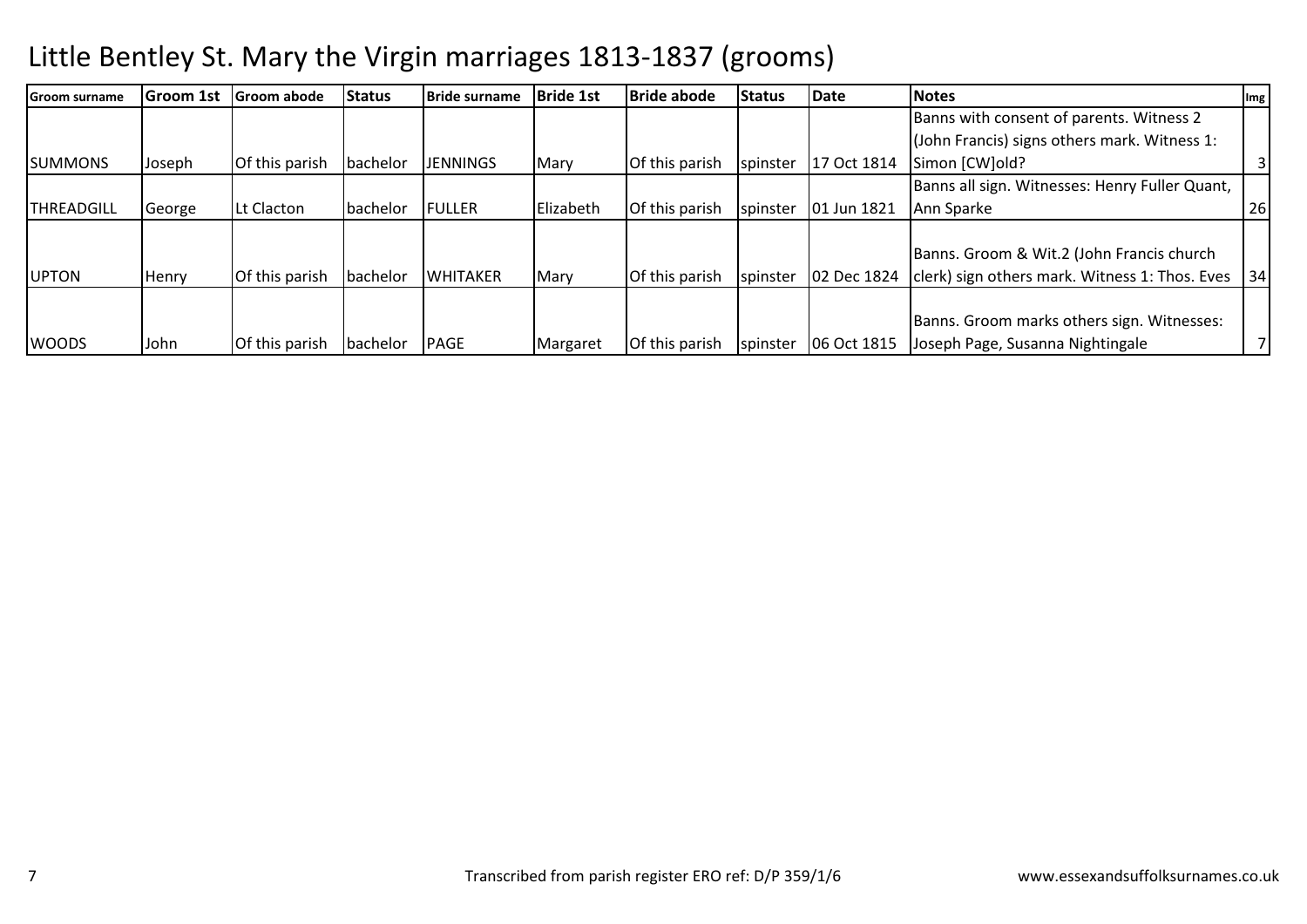# Little Bentley St. Mary the Virgin marriages 1813-1837 (grooms)

| Groom surname | Groom 1st | Groom abode | Status | Bride surname | Bride 1st | Bride abode | Status | Date | Notes | Img |
|---|---|---|---|---|---|---|---|---|---|---|
| SUMMONS | Joseph | Of this parish | bachelor | JENNINGS | Mary | Of this parish | spinster | 17 Oct 1814 | Banns with consent of parents. Witness 2 (John Francis) signs others mark. Witness 1: Simon [CW]old? | 3 |
| THREADGILL | George | Lt Clacton | bachelor | FULLER | Elizabeth | Of this parish | spinster | 01 Jun 1821 | Banns all sign. Witnesses: Henry Fuller Quant, Ann Sparke | 26 |
| UPTON | Henry | Of this parish | bachelor | WHITAKER | Mary | Of this parish | spinster | 02 Dec 1824 | Banns. Groom & Wit.2 (John Francis church clerk) sign others mark. Witness 1: Thos. Eves | 34 |
| WOODS | John | Of this parish | bachelor | PAGE | Margaret | Of this parish | spinster | 06 Oct 1815 | Banns. Groom marks others sign. Witnesses: Joseph Page, Susanna Nightingale | 7 |

Transcribed from parish register ERO ref: D/P 359/1/6

www.essexandsuffolksurnames.co.uk